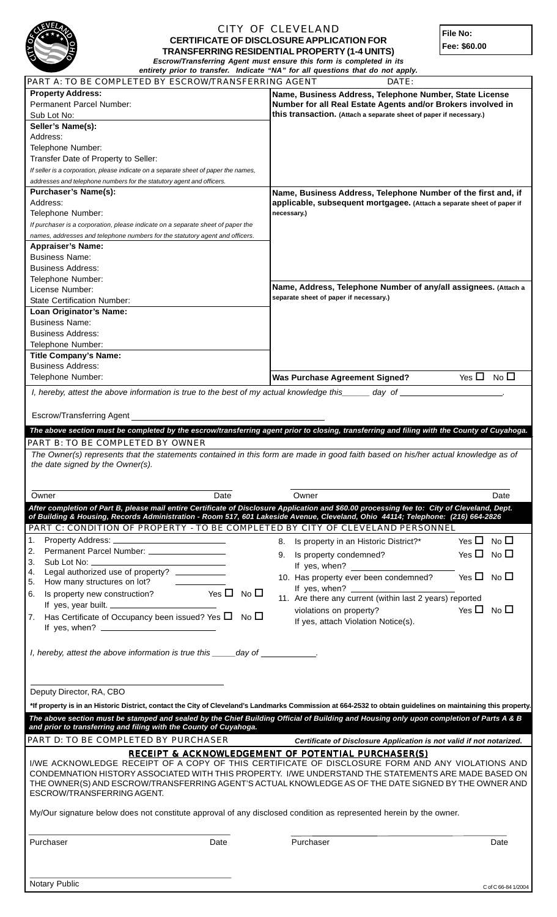# CITY OF CLEVELAND

## CERTIFICATE OF DISCLOSURE APPLICATION FOR TRANSFERRING RESIDENTIAL PROPERTY (1-4 UNITS)

*Escrow/Transferring Agent must ensure this form is completed in its entirety prior to transfer. Indicate "NA" for all questions that do not apply.*

**File No:**

**Fee: $60.00**

## PART A: TO BE COMPLETED BY ESCROW/TRANSFERRING AGENT

DATE:

**Property Address:**
Permanent Parcel Number:
Sub Lot No:

**Seller's Name(s):**
Address:
Telephone Number:
Transfer Date of Property to Seller:
*If seller is a corporation, please indicate on a separate sheet of paper the names, addresses and telephone numbers for the statutory agent and officers.*

**Purchaser's Name(s):**
Address:
Telephone Number:
*If purchaser is a corporation, please indicate on a separate sheet of paper the names, addresses and telephone numbers for the statutory agent and officers.*

**Appraiser's Name:**
Business Name:
Business Address:
Telephone Number:
License Number:
State Certification Number:

**Loan Originator's Name:**
Business Name:
Business Address:
Telephone Number:

**Title Company's Name:**
Business Address:
Telephone Number:

**Name, Business Address, Telephone Number, State License Number for all Real Estate Agents and/or Brokers involved in this transaction.** (Attach a separate sheet of paper if necessary.)

**Name, Business Address, Telephone Number of the first and, if applicable, subsequent mortgagee.** (Attach a separate sheet of paper if necessary.)

**Name, Address, Telephone Number of any/all assignees.** (Attach a separate sheet of paper if necessary.)

**Was Purchase Agreement Signed?** Yes ☐ No ☐

*I, hereby, attest the above information is true to the best of my actual knowledge this______ day of ______________________.*

Escrow/Transferring Agent ________________________________________

***The above section must be completed by the escrow/transferring agent prior to closing, transferring and filing with the County of Cuyahoga.***

## PART B: TO BE COMPLETED BY OWNER

*The Owner(s) represents that the statements contained in this form are made in good faith based on his/her actual knowledge as of the date signed by the Owner(s).*

Owner ____________ Date ____________ Owner ____________ Date ____________

***After completion of Part B, please mail entire Certificate of Disclosure Application and $60.00 processing fee to: City of Cleveland, Dept. of Building & Housing, Records Administration - Room 517, 601 Lakeside Avenue, Cleveland, Ohio 44114; Telephone: (216) 664-2826***

## PART C: CONDITION OF PROPERTY - TO BE COMPLETED BY CITY OF CLEVELAND PERSONNEL

1. Property Address: ________________________
2. Permanent Parcel Number: ________________
3. Sub Lot No: ____________________________
4. Legal authorized use of property? ___________
5. How many structures on lot? ___________
6. Is property new construction? Yes ☐ No ☐
   If yes, year built. ________________________
7. Has Certificate of Occupancy been issued? Yes ☐ No ☐
   If yes, when? ________________________
8. Is property in an Historic District?* Yes ☐ No ☐
9. Is property condemned? Yes ☐ No ☐
   If yes, when? ________________________
10. Has property ever been condemned? Yes ☐ No ☐
    If yes, when? ________________________
11. Are there any current (within last 2 years) reported violations on property? Yes ☐ No ☐
    If yes, attach Violation Notice(s).

*I, hereby, attest the above information is true this _____day of ___________.*

______________________________________
Deputy Director, RA, CBO

***If property is in an Historic District, contact the City of Cleveland's Landmarks Commission at 664-2532 to obtain guidelines on maintaining this property.**

***The above section must be stamped and sealed by the Chief Building Official of Building and Housing only upon completion of Parts A & B and prior to transferring and filing with the County of Cuyahoga.***

## PART D: TO BE COMPLETED BY PURCHASER

***Certificate of Disclosure Application is not valid if not notarized.***

### RECEIPT & ACKNOWLEDGEMENT OF POTENTIAL PURCHASER(S)

I/WE ACKNOWLEDGE RECEIPT OF A COPY OF THIS CERTIFICATE OF DISCLOSURE FORM AND ANY VIOLATIONS AND CONDEMNATION HISTORY ASSOCIATED WITH THIS PROPERTY. I/WE UNDERSTAND THE STATEMENTS ARE MADE BASED ON THE OWNER(S) AND ESCROW/TRANSFERRING AGENT'S ACTUAL KNOWLEDGE AS OF THE DATE SIGNED BY THE OWNER AND ESCROW/TRANSFERRING AGENT.

My/Our signature below does not constitute approval of any disclosed condition as represented herein by the owner.

Purchaser ____________ Date ____________ Purchaser ____________ Date ____________

______________________________________
Notary Public

C of C 66-84 1/2004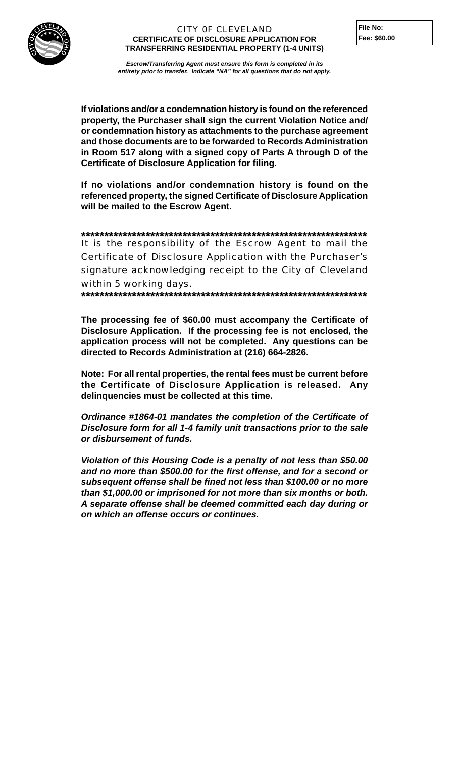CITY 0F CLEVELAND
**CERTIFICATE OF DISCLOSURE APPLICATION FOR TRANSFERRING RESIDENTIAL PROPERTY (1-4 UNITS)**

| | |
|---|---|
| **File No:** | |
| **Fee: $60.00** | |

***Escrow/Transferring Agent must ensure this form is completed in its entirety prior to transfer. Indicate "NA" for all questions that do not apply.***

**If violations and/or a condemnation history is found on the referenced property, the Purchaser shall sign the current Violation Notice and/ or condemnation history as attachments to the purchase agreement and those documents are to be forwarded to Records Administration in Room 517 along with a signed copy of Parts A through D of the Certificate of Disclosure Application for filing.**

**If no violations and/or condemnation history is found on the referenced property, the signed Certificate of Disclosure Application will be mailed to the Escrow Agent.**

**************************************************************
It is the responsibility of the Escrow Agent to mail the Certificate of Disclosure Application with the Purchaser's signature acknowledging receipt to the City of Cleveland within 5 working days.
**************************************************************

**The processing fee of $60.00 must accompany the Certificate of Disclosure Application. If the processing fee is not enclosed, the application process will not be completed. Any questions can be directed to Records Administration at (216) 664-2826.**

**Note: For all rental properties, the rental fees must be current before the Certificate of Disclosure Application is released. Any delinquencies must be collected at this time.**

***Ordinance #1864-01 mandates the completion of the Certificate of Disclosure form for all 1-4 family unit transactions prior to the sale or disbursement of funds.***

***Violation of this Housing Code is a penalty of not less than $50.00 and no more than $500.00 for the first offense, and for a second or subsequent offense shall be fined not less than $100.00 or no more than $1,000.00 or imprisoned for not more than six months or both. A separate offense shall be deemed committed each day during or on which an offense occurs or continues.***